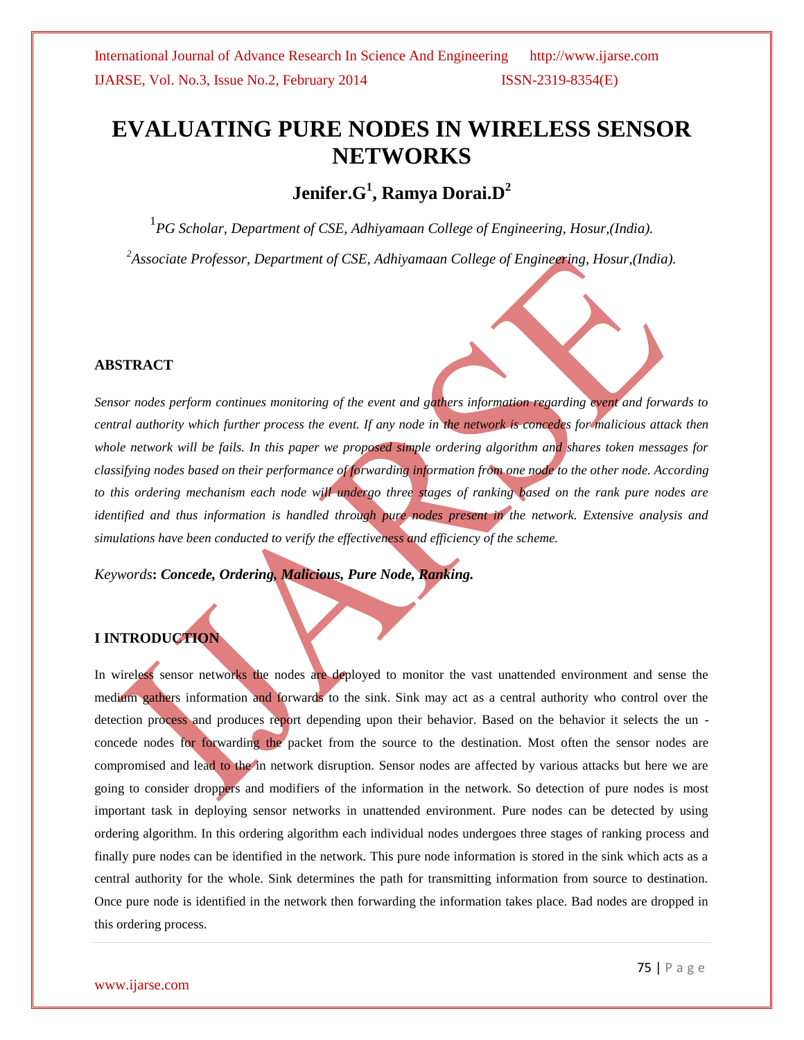# EVALUATING PURE NODES IN WIRELESS SENSOR NETWORKS

**Jenifer.G[1], Ramya Dorai.D[2]**

[1]*PG Scholar, Department of CSE, Adhiyamaan College of Engineering, Hosur,(India).*

[2]*Associate Professor, Department of CSE, Adhiyamaan College of Engineering, Hosur,(India).*

## ABSTRACT

*Sensor nodes perform continues monitoring of the event and gathers information regarding event and forwards to central authority which further process the event. If any node in the network is concedes for malicious attack then whole network will be fails. In this paper we proposed simple ordering algorithm and shares token messages for classifying nodes based on their performance of forwarding information from one node to the other node. According to this ordering mechanism each node will undergo three stages of ranking based on the rank pure nodes are identified and thus information is handled through pure nodes present in the network. Extensive analysis and simulations have been conducted to verify the effectiveness and efficiency of the scheme.*

*Keywords*: ***Concede, Ordering, Malicious, Pure Node, Ranking.***

## I INTRODUCTION

In wireless sensor networks the nodes are deployed to monitor the vast unattended environment and sense the medium gathers information and forwards to the sink. Sink may act as a central authority who control over the detection process and produces report depending upon their behavior. Based on the behavior it selects the un - concede nodes for forwarding the packet from the source to the destination. Most often the sensor nodes are compromised and lead to the in network disruption. Sensor nodes are affected by various attacks but here we are going to consider droppers and modifiers of the information in the network. So detection of pure nodes is most important task in deploying sensor networks in unattended environment. Pure nodes can be detected by using ordering algorithm. In this ordering algorithm each individual nodes undergoes three stages of ranking process and finally pure nodes can be identified in the network. This pure node information is stored in the sink which acts as a central authority for the whole. Sink determines the path for transmitting information from source to destination. Once pure node is identified in the network then forwarding the information takes place. Bad nodes are dropped in this ordering process.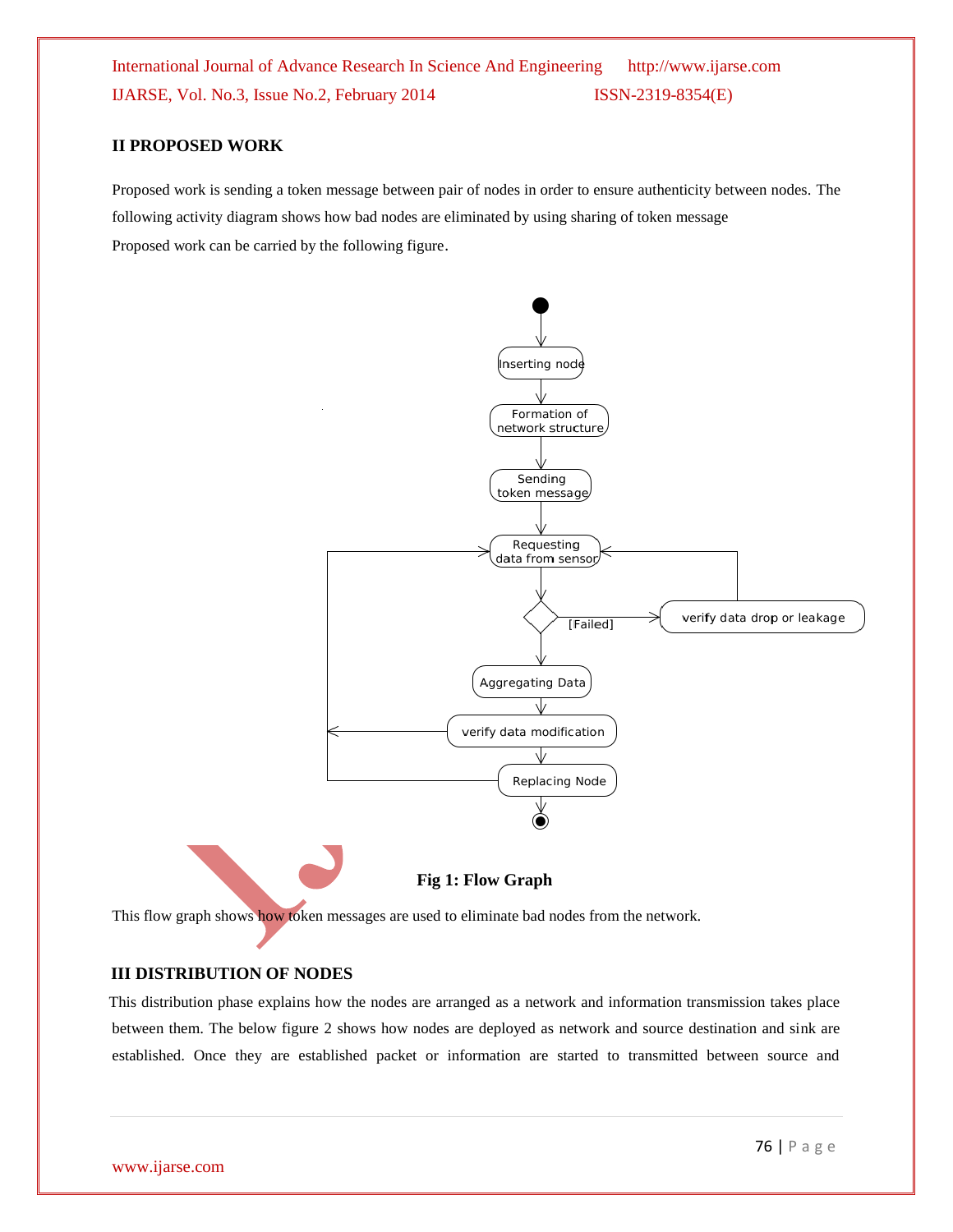## II PROPOSED WORK

Proposed work is sending a token message between pair of nodes in order to ensure authenticity between nodes. The following activity diagram shows how bad nodes are eliminated by using sharing of token message

Proposed work can be carried by the following figure.

**Fig 1: Flow Graph**

This flow graph shows how token messages are used to eliminate bad nodes from the network.

## III DISTRIBUTION OF NODES

This distribution phase explains how the nodes are arranged as a network and information transmission takes place between them. The below figure 2 shows how nodes are deployed as network and source destination and sink are established. Once they are established packet or information are started to transmitted between source and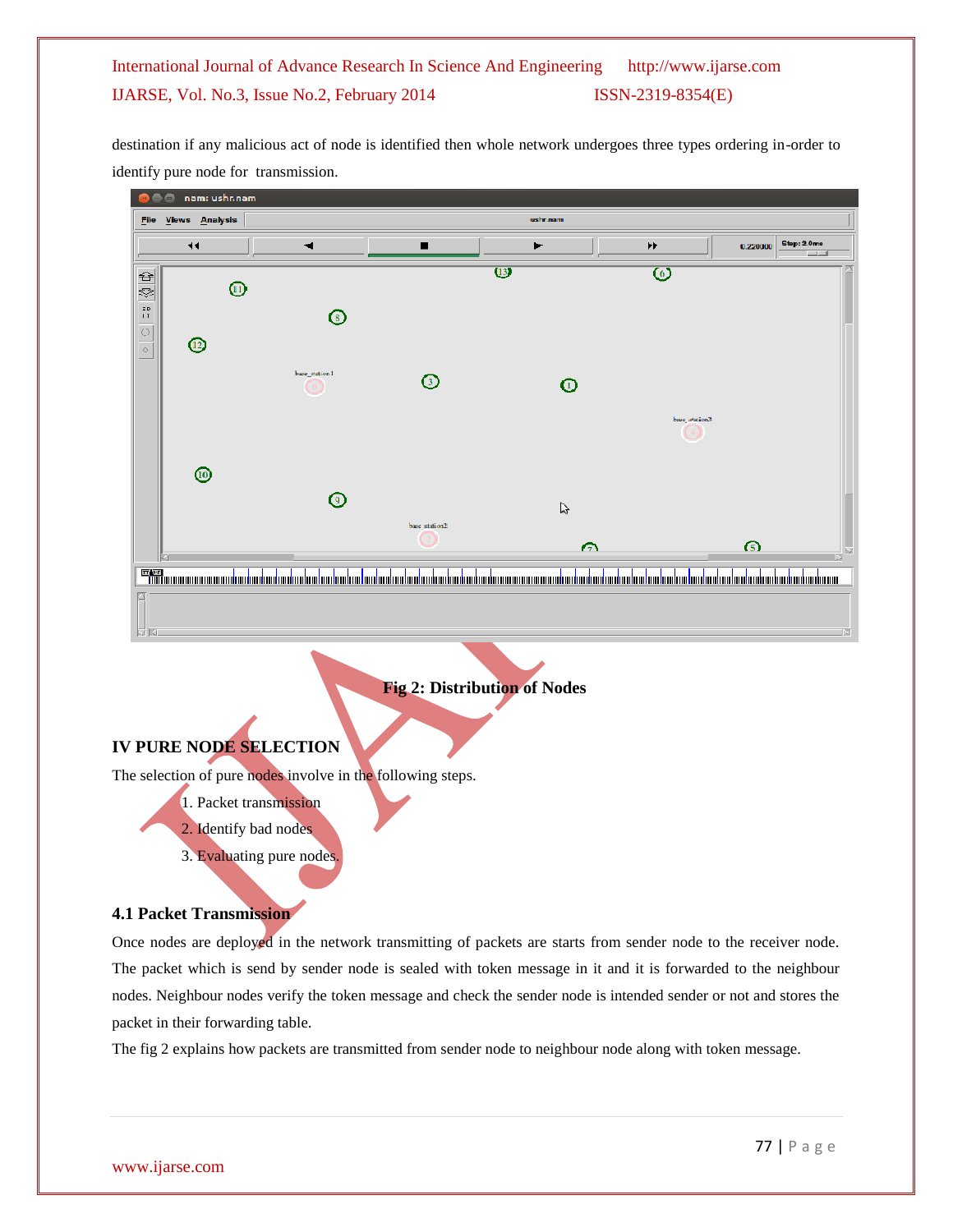destination if any malicious act of node is identified then whole network undergoes three types ordering in-order to identify pure node for transmission.

**Fig 2: Distribution of Nodes**

## IV PURE NODE SELECTION

The selection of pure nodes involve in the following steps.

1. Packet transmission
2. Identify bad nodes
3. Evaluating pure nodes.

### 4.1 Packet Transmission

Once nodes are deployed in the network transmitting of packets are starts from sender node to the receiver node. The packet which is send by sender node is sealed with token message in it and it is forwarded to the neighbour nodes. Neighbour nodes verify the token message and check the sender node is intended sender or not and stores the packet in their forwarding table.

The fig 2 explains how packets are transmitted from sender node to neighbour node along with token message.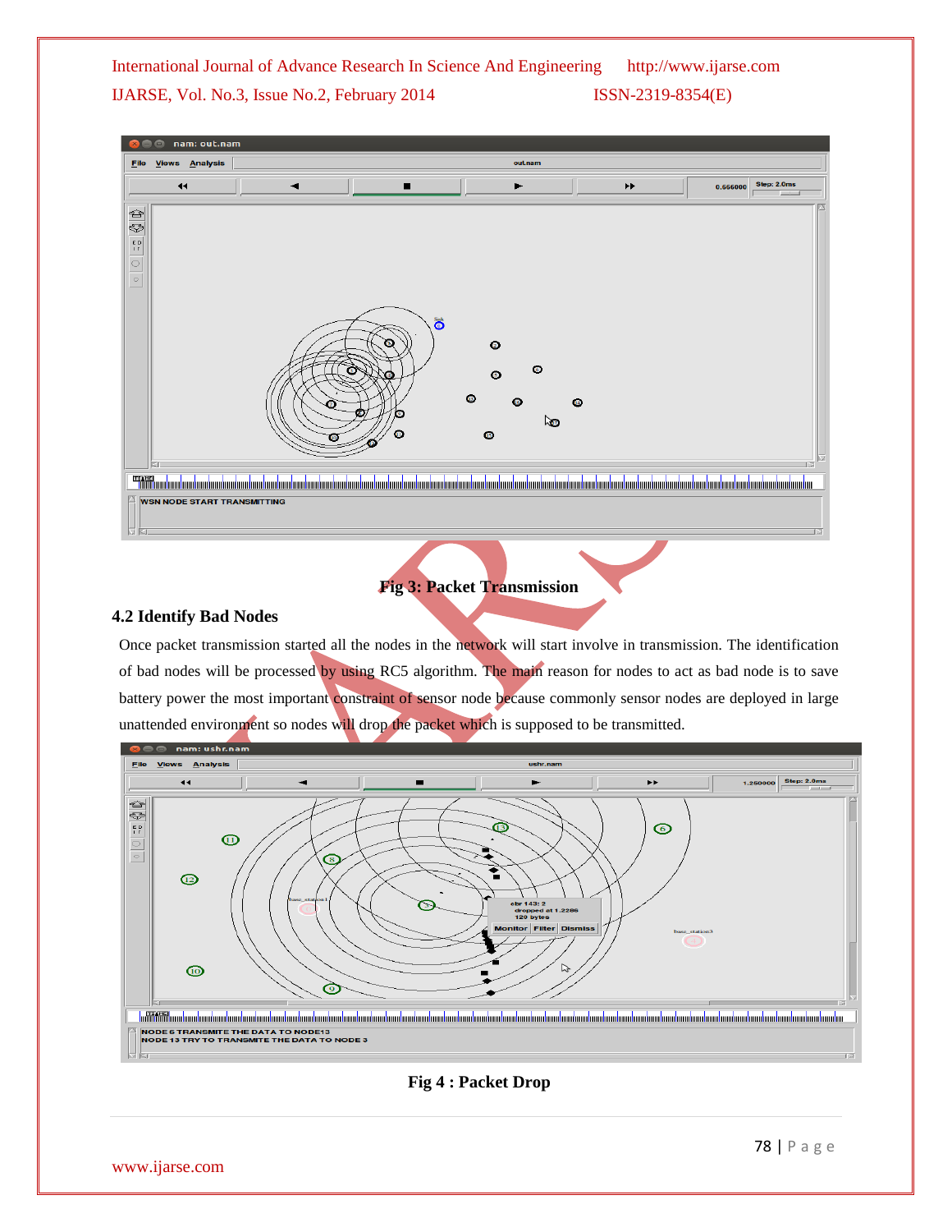Fig 3: Packet Transmission

## 4.2 Identify Bad Nodes

Once packet transmission started all the nodes in the network will start involve in transmission. The identification of bad nodes will be processed by using RC5 algorithm. The main reason for nodes to act as bad node is to save battery power the most important constraint of sensor node because commonly sensor nodes are deployed in large unattended environment so nodes will drop the packet which is supposed to be transmitted.

Fig 4 : Packet Drop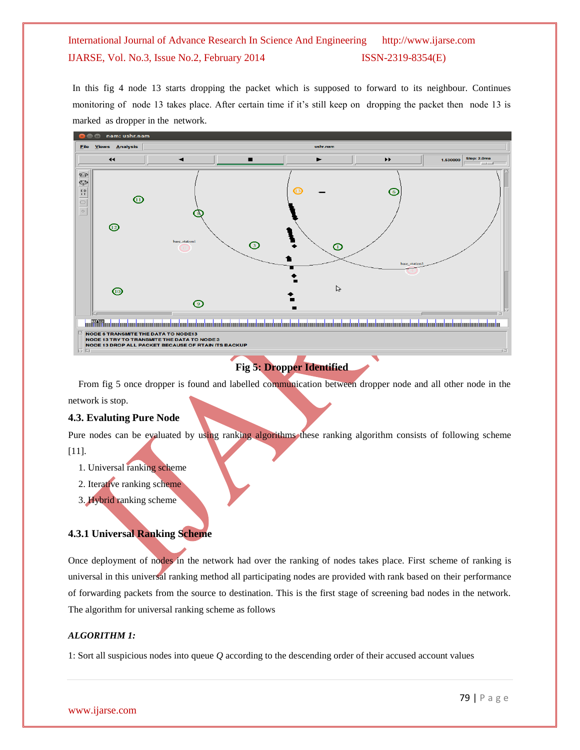In this fig 4 node 13 starts dropping the packet which is supposed to forward to its neighbour. Continues monitoring of node 13 takes place. After certain time if it's still keep on dropping the packet then node 13 is marked as dropper in the network.

**Fig 5: Dropper Identified**

From fig 5 once dropper is found and labelled communication between dropper node and all other node in the network is stop.

### 4.3. Evaluting Pure Node

Pure nodes can be evaluated by using ranking algorithms these ranking algorithm consists of following scheme [11].

1. Universal ranking scheme
2. Iterative ranking scheme
3. Hybrid ranking scheme

#### 4.3.1 Universal Ranking Scheme

Once deployment of nodes in the network had over the ranking of nodes takes place. First scheme of ranking is universal in this universal ranking method all participating nodes are provided with rank based on their performance of forwarding packets from the source to destination. This is the first stage of screening bad nodes in the network. The algorithm for universal ranking scheme as follows

***ALGORITHM 1:***

1: Sort all suspicious nodes into queue *Q* according to the descending order of their accused account values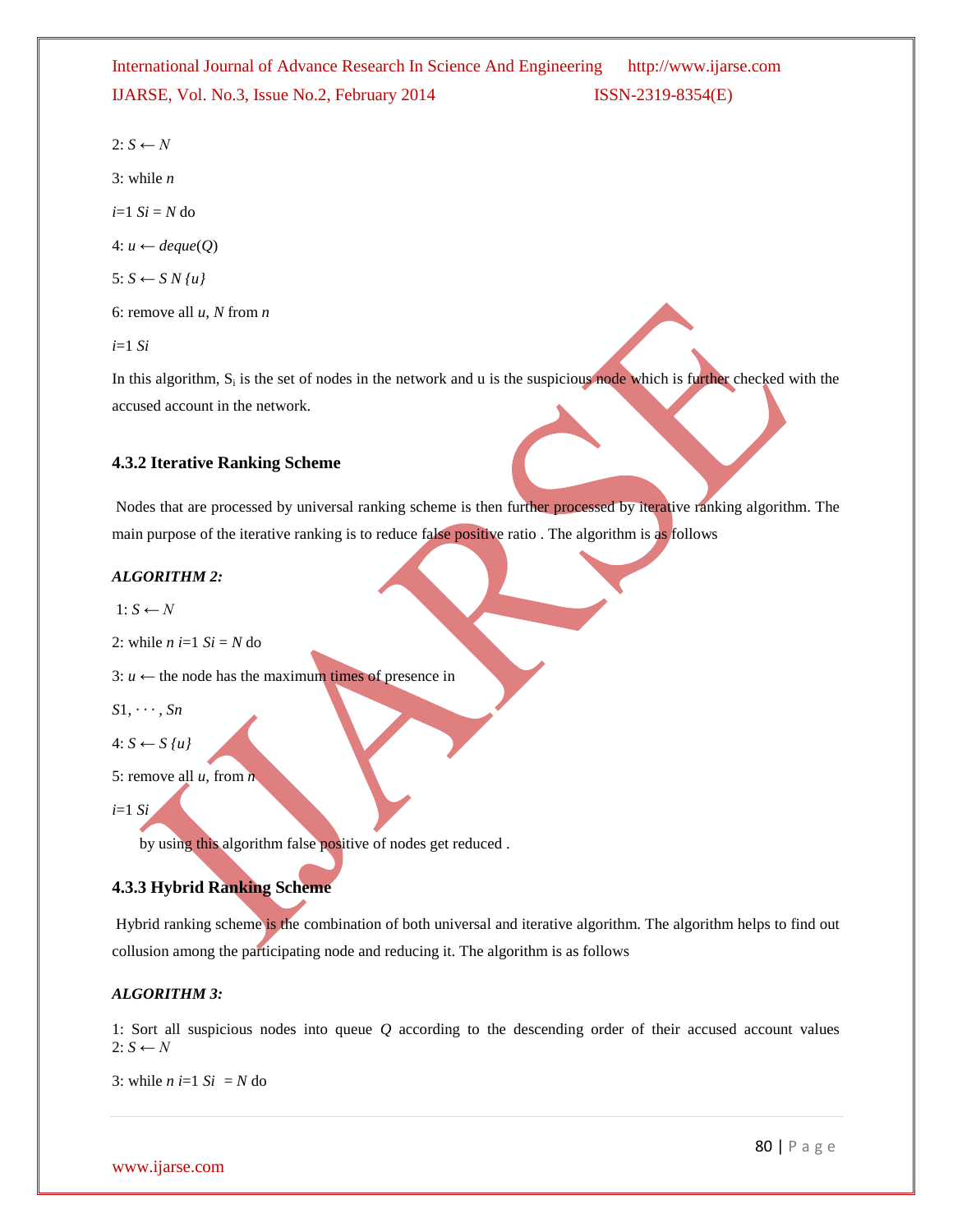2: $S \leftarrow N$

3: while $n$

$i$=1 $Si$ = $N$ do

4: $u \leftarrow deque(Q)$

5: $S \leftarrow S\ N\ \{u\}$

6: remove all $u$, $N$ from $n$

$i$=1 $Si$

In this algorithm, $S_i$ is the set of nodes in the network and u is the suspicious node which is further checked with the accused account in the network.

### 4.3.2 Iterative Ranking Scheme

Nodes that are processed by universal ranking scheme is then further processed by iterative ranking algorithm. The main purpose of the iterative ranking is to reduce false positive ratio . The algorithm is as follows

***ALGORITHM 2:***

1: $S \leftarrow N$

2: while $n$ $i$=1 $Si$ = $N$ do

3: $u \leftarrow$ the node has the maximum times of presence in

$S1, \cdots, Sn$

4: $S \leftarrow S\ \{u\}$

5: remove all $u$, from $n$

$i$=1 $Si$

by using this algorithm false positive of nodes get reduced .

### 4.3.3 Hybrid Ranking Scheme

Hybrid ranking scheme is the combination of both universal and iterative algorithm. The algorithm helps to find out collusion among the participating node and reducing it. The algorithm is as follows

***ALGORITHM 3:***

1: Sort all suspicious nodes into queue $Q$ according to the descending order of their accused account values
2: $S \leftarrow N$

3: while $n$ $i$=1 $Si$ = $N$ do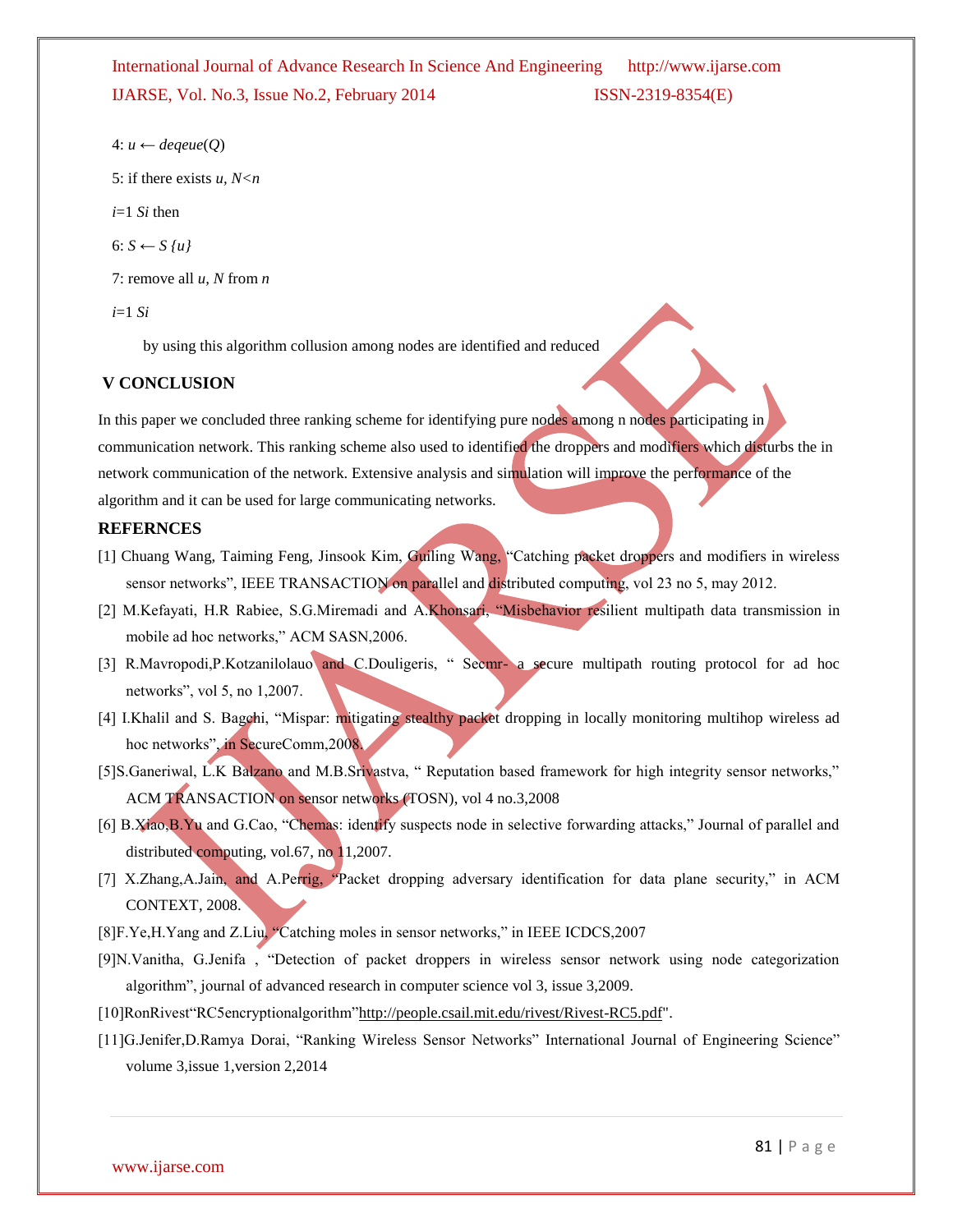4: $u \leftarrow deqeue(Q)$

5: if there exists $u, N<n$

$i$=1 $Si$ then

6: $S \leftarrow S \{u\}$

7: remove all $u, N$ from $n$

$i$=1 $Si$

by using this algorithm collusion among nodes are identified and reduced

## V CONCLUSION

In this paper we concluded three ranking scheme for identifying pure nodes among n nodes participating in communication network. This ranking scheme also used to identified the droppers and modifiers which disturbs the in network communication of the network. Extensive analysis and simulation will improve the performance of the algorithm and it can be used for large communicating networks.

## REFERNCES

[1] Chuang Wang, Taiming Feng, Jinsook Kim, Guiling Wang, "Catching packet droppers and modifiers in wireless sensor networks", IEEE TRANSACTION on parallel and distributed computing, vol 23 no 5, may 2012.

[2] M.Kefayati, H.R Rabiee, S.G.Miremadi and A.Khonsari, "Misbehavior resilient multipath data transmission in mobile ad hoc networks," ACM SASN,2006.

[3] R.Mavropodi,P.Kotzanilolauo and C.Douligeris, " Secmr- a secure multipath routing protocol for ad hoc networks", vol 5, no 1,2007.

[4] I.Khalil and S. Bagchi, "Mispar: mitigating stealthy packet dropping in locally monitoring multihop wireless ad hoc networks", in SecureComm,2008.

[5]S.Ganeriwal, L.K Balzano and M.B.Srivastva, " Reputation based framework for high integrity sensor networks," ACM TRANSACTION on sensor networks (TOSN), vol 4 no.3,2008

[6] B.Xiao,B.Yu and G.Cao, "Chemas: identify suspects node in selective forwarding attacks," Journal of parallel and distributed computing, vol.67, no 11,2007.

[7] X.Zhang,A.Jain, and A.Perrig, "Packet dropping adversary identification for data plane security," in ACM CONTEXT, 2008.

[8]F.Ye,H.Yang and Z.Liu, "Catching moles in sensor networks," in IEEE ICDCS,2007

[9]N.Vanitha, G.Jenifa , "Detection of packet droppers in wireless sensor network using node categorization algorithm", journal of advanced research in computer science vol 3, issue 3,2009.

[10]RonRivest"RC5encryptionalgorithm"http://people.csail.mit.edu/rivest/Rivest-RC5.pdf".

[11]G.Jenifer,D.Ramya Dorai, "Ranking Wireless Sensor Networks" International Journal of Engineering Science" volume 3,issue 1,version 2,2014